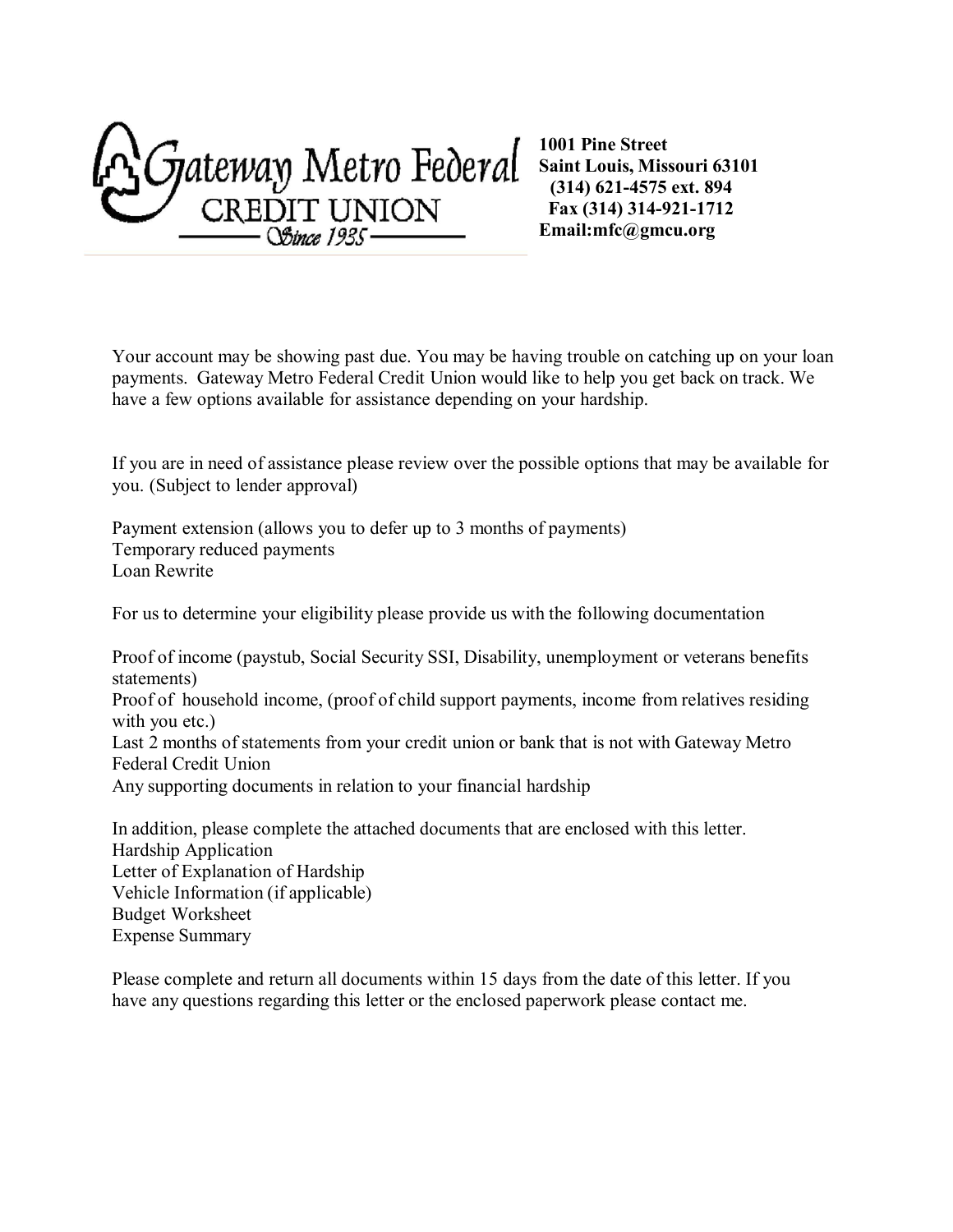**Gateway Metro Federal**
**CREDIT UNION**
*Since 1935*

**1001 Pine Street**
**Saint Louis, Missouri 63101**
**(314) 621-4575 ext. 894**
**Fax (314) 314-921-1712**
**Email:mfc@gmcu.org**

Your account may be showing past due. You may be having trouble on catching up on your loan payments. Gateway Metro Federal Credit Union would like to help you get back on track. We have a few options available for assistance depending on your hardship.

If you are in need of assistance please review over the possible options that may be available for you. (Subject to lender approval)

Payment extension (allows you to defer up to 3 months of payments)
Temporary reduced payments
Loan Rewrite

For us to determine your eligibility please provide us with the following documentation

Proof of income (paystub, Social Security SSI, Disability, unemployment or veterans benefits statements)
Proof of household income, (proof of child support payments, income from relatives residing with you etc.)
Last 2 months of statements from your credit union or bank that is not with Gateway Metro Federal Credit Union
Any supporting documents in relation to your financial hardship

In addition, please complete the attached documents that are enclosed with this letter.
Hardship Application
Letter of Explanation of Hardship
Vehicle Information (if applicable)
Budget Worksheet
Expense Summary

Please complete and return all documents within 15 days from the date of this letter. If you have any questions regarding this letter or the enclosed paperwork please contact me.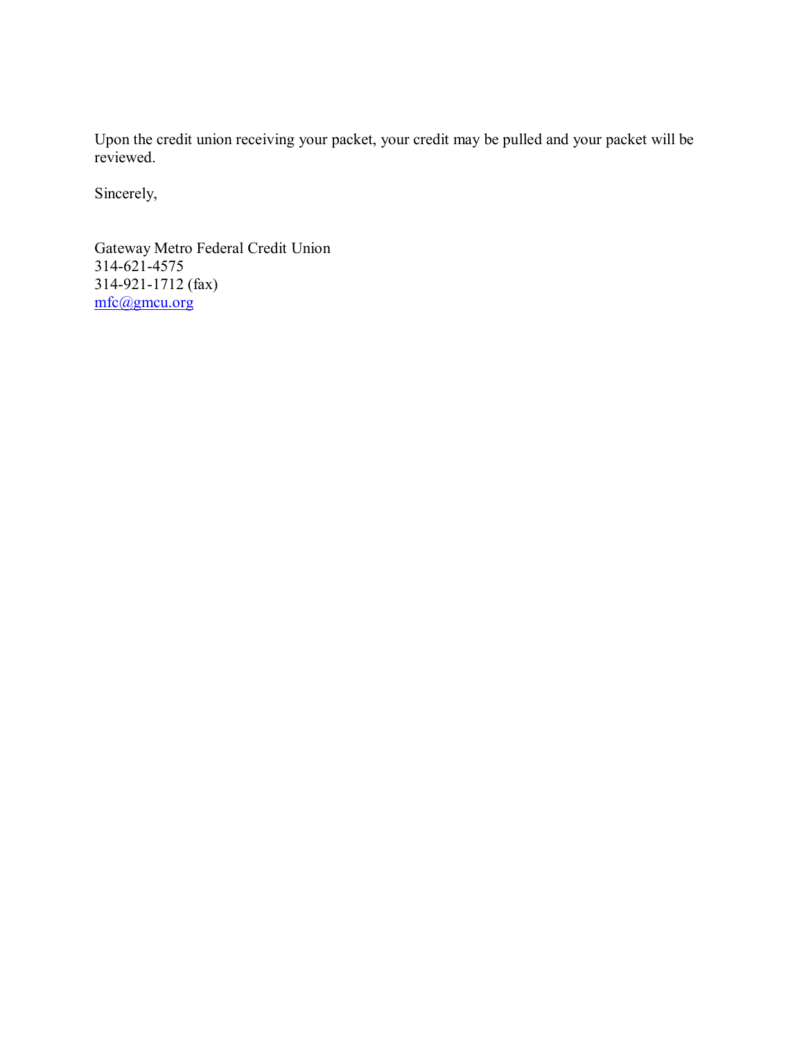Upon the credit union receiving your packet, your credit may be pulled and your packet will be reviewed.

Sincerely,

Gateway Metro Federal Credit Union  
314-621-4575  
314-921-1712 (fax)  
mfc@gmcu.org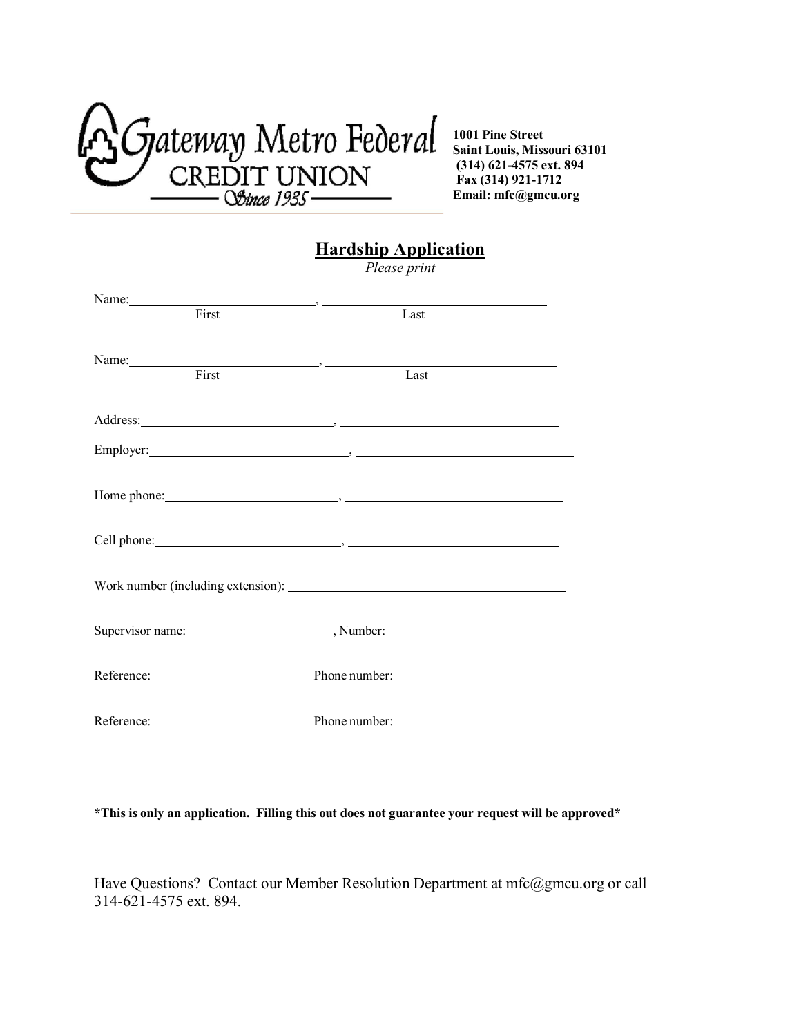Gateway Metro Federal CREDIT UNION Since 1935

**1001 Pine Street**
**Saint Louis, Missouri 63101**
**(314) 621-4575 ext. 894**
**Fax (314) 921-1712**
**Email: mfc@gmcu.org**

## Hardship Application

*Please print*

Name:\_\_\_\_\_\_\_\_\_\_\_\_\_\_\_\_\_\_\_\_\_\_\_\_\_\_\_\_, \_\_\_\_\_\_\_\_\_\_\_\_\_\_\_\_\_\_\_\_\_\_\_\_\_\_\_\_\_\_\_\_\_\_
First Last

Name:\_\_\_\_\_\_\_\_\_\_\_\_\_\_\_\_\_\_\_\_\_\_\_\_\_\_\_\_, \_\_\_\_\_\_\_\_\_\_\_\_\_\_\_\_\_\_\_\_\_\_\_\_\_\_\_\_\_\_\_\_\_\_
First Last

Address:\_\_\_\_\_\_\_\_\_\_\_\_\_\_\_\_\_\_\_\_\_\_\_\_\_\_\_\_, \_\_\_\_\_\_\_\_\_\_\_\_\_\_\_\_\_\_\_\_\_\_\_\_\_\_\_\_\_\_\_\_\_\_

Employer:\_\_\_\_\_\_\_\_\_\_\_\_\_\_\_\_\_\_\_\_\_\_\_\_\_\_\_\_, \_\_\_\_\_\_\_\_\_\_\_\_\_\_\_\_\_\_\_\_\_\_\_\_\_\_\_\_\_\_\_\_\_\_

Home phone:\_\_\_\_\_\_\_\_\_\_\_\_\_\_\_\_\_\_\_\_\_\_\_\_\_\_\_\_, \_\_\_\_\_\_\_\_\_\_\_\_\_\_\_\_\_\_\_\_\_\_\_\_\_\_\_\_\_\_\_\_\_\_

Cell phone:\_\_\_\_\_\_\_\_\_\_\_\_\_\_\_\_\_\_\_\_\_\_\_\_\_\_\_\_, \_\_\_\_\_\_\_\_\_\_\_\_\_\_\_\_\_\_\_\_\_\_\_\_\_\_\_\_\_\_\_\_\_\_

Work number (including extension): \_\_\_\_\_\_\_\_\_\_\_\_\_\_\_\_\_\_\_\_\_\_\_\_\_\_\_\_\_\_\_\_\_\_\_\_\_\_\_\_

Supervisor name:\_\_\_\_\_\_\_\_\_\_\_\_\_\_\_\_\_\_\_\_\_\_, Number: \_\_\_\_\_\_\_\_\_\_\_\_\_\_\_\_\_\_\_\_\_\_\_\_\_

Reference:\_\_\_\_\_\_\_\_\_\_\_\_\_\_\_\_\_\_\_\_\_\_\_\_\_ Phone number: \_\_\_\_\_\_\_\_\_\_\_\_\_\_\_\_\_\_\_\_\_\_\_\_\_

Reference:\_\_\_\_\_\_\_\_\_\_\_\_\_\_\_\_\_\_\_\_\_\_\_\_\_ Phone number: \_\_\_\_\_\_\_\_\_\_\_\_\_\_\_\_\_\_\_\_\_\_\_\_\_

**\*This is only an application. Filling this out does not guarantee your request will be approved\***

Have Questions? Contact our Member Resolution Department at mfc@gmcu.org or call 314-621-4575 ext. 894.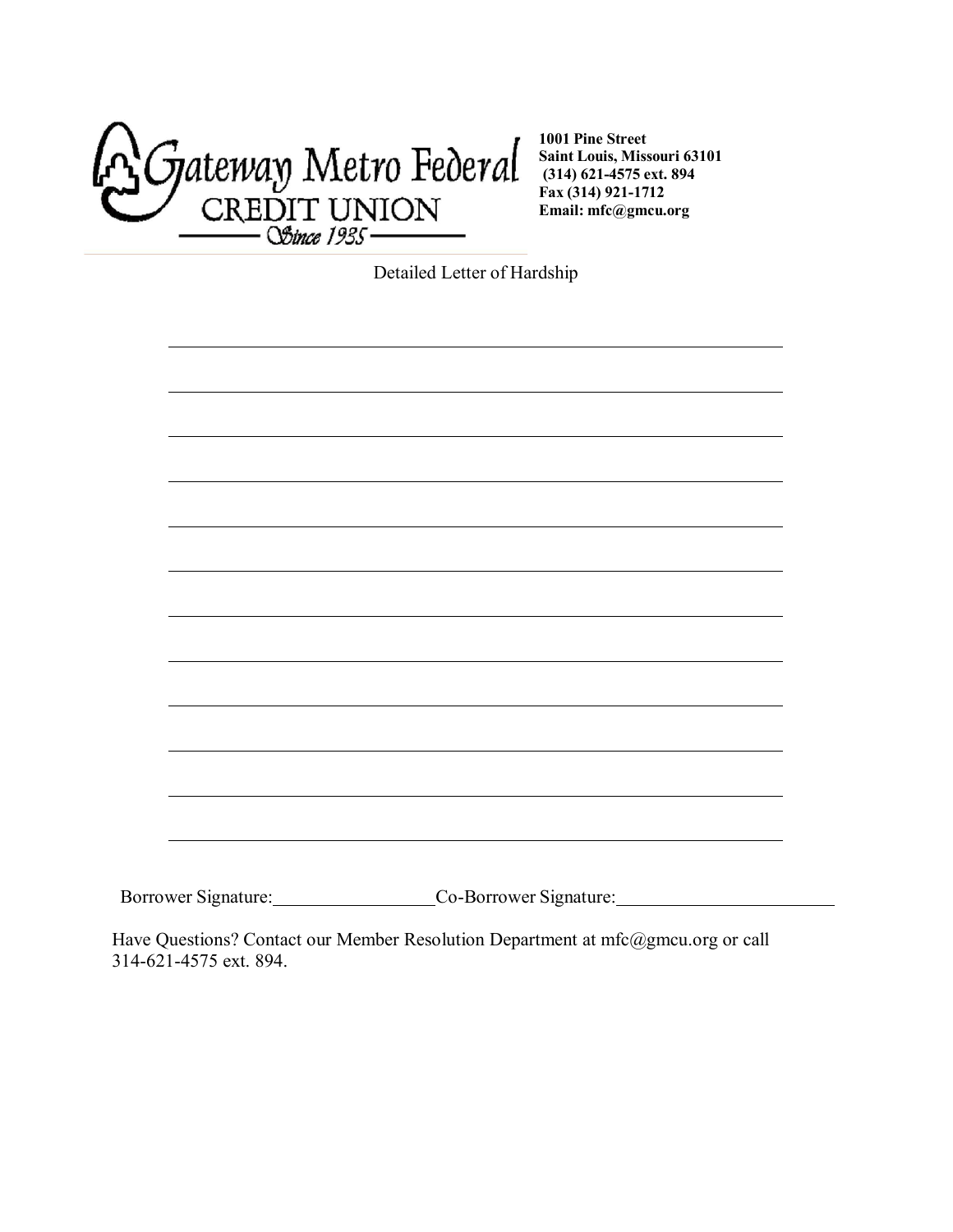**Gateway Metro Federal CREDIT UNION**
Since 1935

**1001 Pine Street**
**Saint Louis, Missouri 63101**
**(314) 621-4575 ext. 894**
**Fax (314) 921-1712**
**Email: mfc@gmcu.org**

Detailed Letter of Hardship

______________________________________________________________

______________________________________________________________

______________________________________________________________

______________________________________________________________

______________________________________________________________

______________________________________________________________

______________________________________________________________

______________________________________________________________

______________________________________________________________

______________________________________________________________

______________________________________________________________

______________________________________________________________

Borrower Signature:__________________ Co-Borrower Signature:________________________

Have Questions? Contact our Member Resolution Department at mfc@gmcu.org or call 314-621-4575 ext. 894.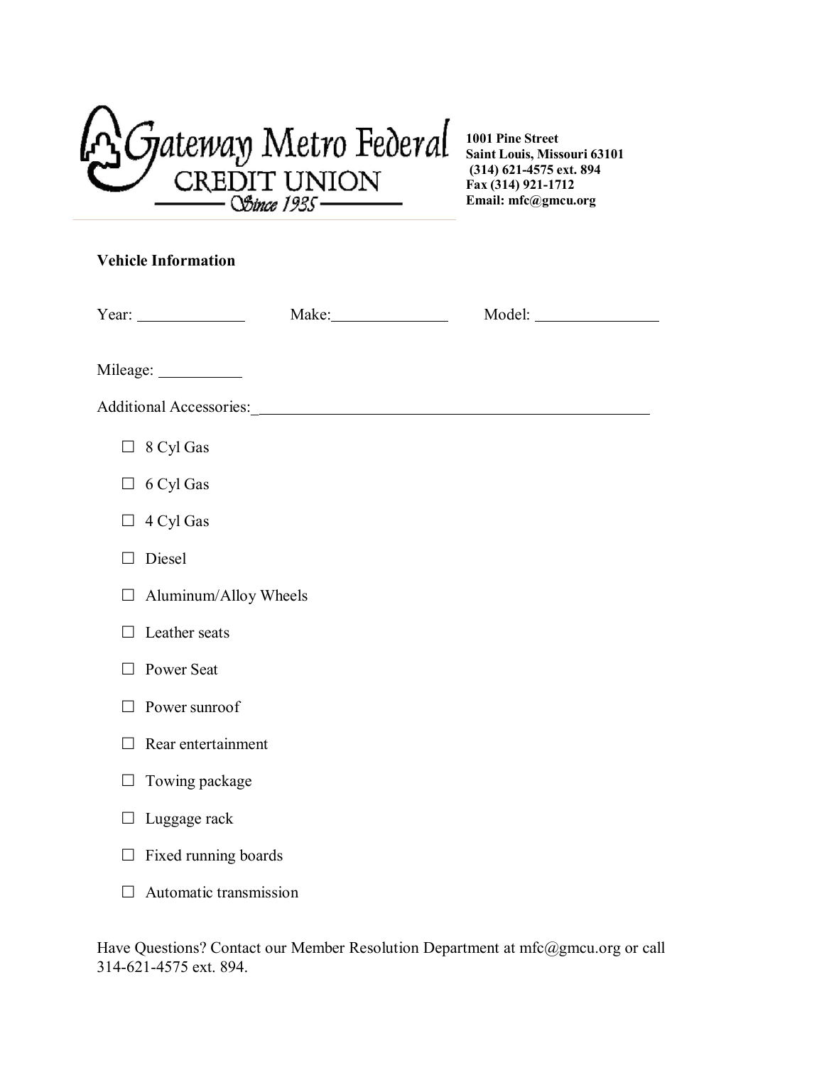**Gateway Metro Federal CREDIT UNION** — Since 1935

**1001 Pine Street**
**Saint Louis, Missouri 63101**
**(314) 621-4575 ext. 894**
**Fax (314) 921-1712**
**Email: mfc@gmcu.org**

**Vehicle Information**

Year: ____________ Make: ______________ Model: ______________

Mileage: __________

Additional Accessories: ________________________________________________

- ☐ 8 Cyl Gas
- ☐ 6 Cyl Gas
- ☐ 4 Cyl Gas
- ☐ Diesel
- ☐ Aluminum/Alloy Wheels
- ☐ Leather seats
- ☐ Power Seat
- ☐ Power sunroof
- ☐ Rear entertainment
- ☐ Towing package
- ☐ Luggage rack
- ☐ Fixed running boards
- ☐ Automatic transmission

Have Questions? Contact our Member Resolution Department at mfc@gmcu.org or call 314-621-4575 ext. 894.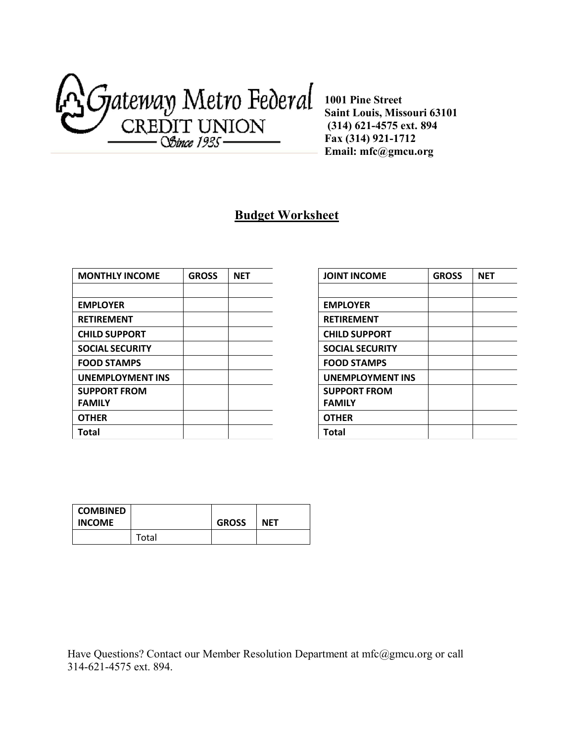Gateway Metro Federal CREDIT UNION
Since 1935

**1001 Pine Street**
**Saint Louis, Missouri 63101**
**(314) 621-4575 ext. 894**
**Fax (314) 921-1712**
**Email: mfc@gmcu.org**

## Budget Worksheet

| MONTHLY INCOME | GROSS | NET |
|---|---|---|
| | | |
| EMPLOYER | | |
| RETIREMENT | | |
| CHILD SUPPORT | | |
| SOCIAL SECURITY | | |
| FOOD STAMPS | | |
| UNEMPLOYMENT INS | | |
| SUPPORT FROM FAMILY | | |
| OTHER | | |
| Total | | |

| JOINT INCOME | GROSS | NET |
|---|---|---|
| | | |
| EMPLOYER | | |
| RETIREMENT | | |
| CHILD SUPPORT | | |
| SOCIAL SECURITY | | |
| FOOD STAMPS | | |
| UNEMPLOYMENT INS | | |
| SUPPORT FROM FAMILY | | |
| OTHER | | |
| Total | | |

| COMBINED INCOME | | GROSS | NET |
|---|---|---|---|
| | Total | | |

Have Questions? Contact our Member Resolution Department at mfc@gmcu.org or call 314-621-4575 ext. 894.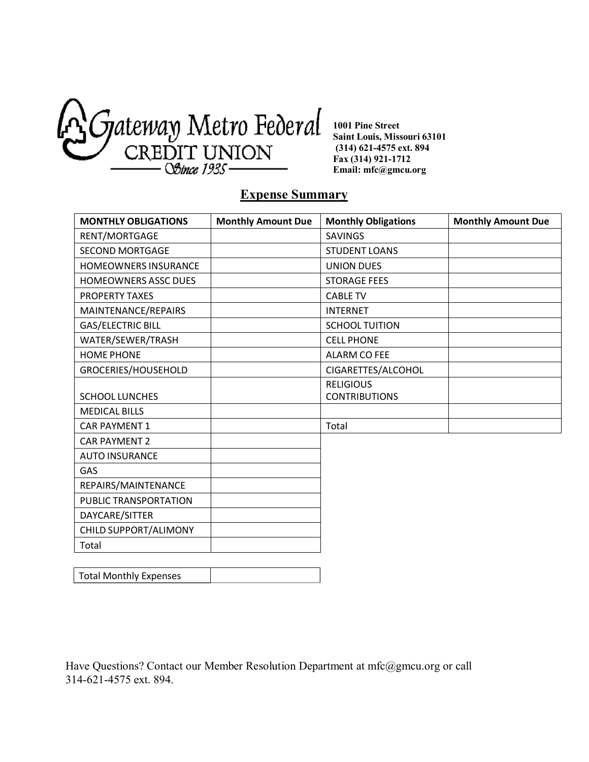Gateway Metro Federal CREDIT UNION — Since 1935 —

**1001 Pine Street**
**Saint Louis, Missouri 63101**
**(314) 621-4575 ext. 894**
**Fax (314) 921-1712**
**Email: mfc@gmcu.org**

## Expense Summary

| MONTHLY OBLIGATIONS | Monthly Amount Due | Monthly Obligations | Monthly Amount Due |
|---|---|---|---|
| RENT/MORTGAGE | | SAVINGS | |
| SECOND MORTGAGE | | STUDENT LOANS | |
| HOMEOWNERS INSURANCE | | UNION DUES | |
| HOMEOWNERS ASSC DUES | | STORAGE FEES | |
| PROPERTY TAXES | | CABLE TV | |
| MAINTENANCE/REPAIRS | | INTERNET | |
| GAS/ELECTRIC BILL | | SCHOOL TUITION | |
| WATER/SEWER/TRASH | | CELL PHONE | |
| HOME PHONE | | ALARM CO FEE | |
| GROCERIES/HOUSEHOLD | | CIGARETTES/ALCOHOL | |
| SCHOOL LUNCHES | | RELIGIOUS CONTRIBUTIONS | |
| MEDICAL BILLS | | | |
| CAR PAYMENT 1 | | Total | |
| CAR PAYMENT 2 | | | |
| AUTO INSURANCE | | | |
| GAS | | | |
| REPAIRS/MAINTENANCE | | | |
| PUBLIC TRANSPORTATION | | | |
| DAYCARE/SITTER | | | |
| CHILD SUPPORT/ALIMONY | | | |
| Total | | | |

| | |
|---|---|
| Total Monthly Expenses | |

Have Questions? Contact our Member Resolution Department at mfc@gmcu.org or call 314-621-4575 ext. 894.